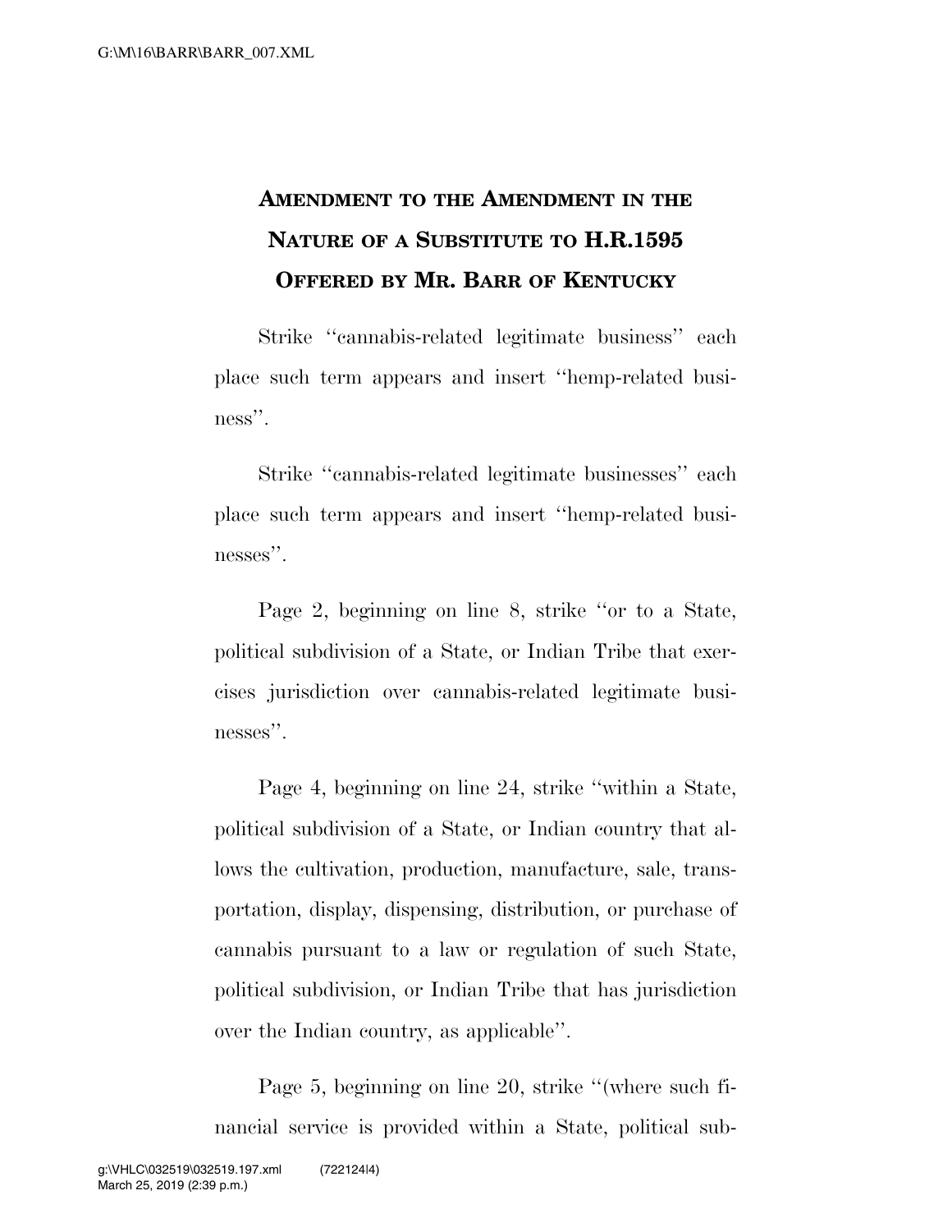# Amendment to the Amendment in the Nature of a Substitute to H.R.1595 Offered by Mr. Barr of Kentucky

Strike "cannabis-related legitimate business" each place such term appears and insert "hemp-related business".

Strike "cannabis-related legitimate businesses" each place such term appears and insert "hemp-related businesses".

Page 2, beginning on line 8, strike "or to a State, political subdivision of a State, or Indian Tribe that exercises jurisdiction over cannabis-related legitimate businesses".

Page 4, beginning on line 24, strike "within a State, political subdivision of a State, or Indian country that allows the cultivation, production, manufacture, sale, transportation, display, dispensing, distribution, or purchase of cannabis pursuant to a law or regulation of such State, political subdivision, or Indian Tribe that has jurisdiction over the Indian country, as applicable".

Page 5, beginning on line 20, strike "(where such financial service is provided within a State, political sub-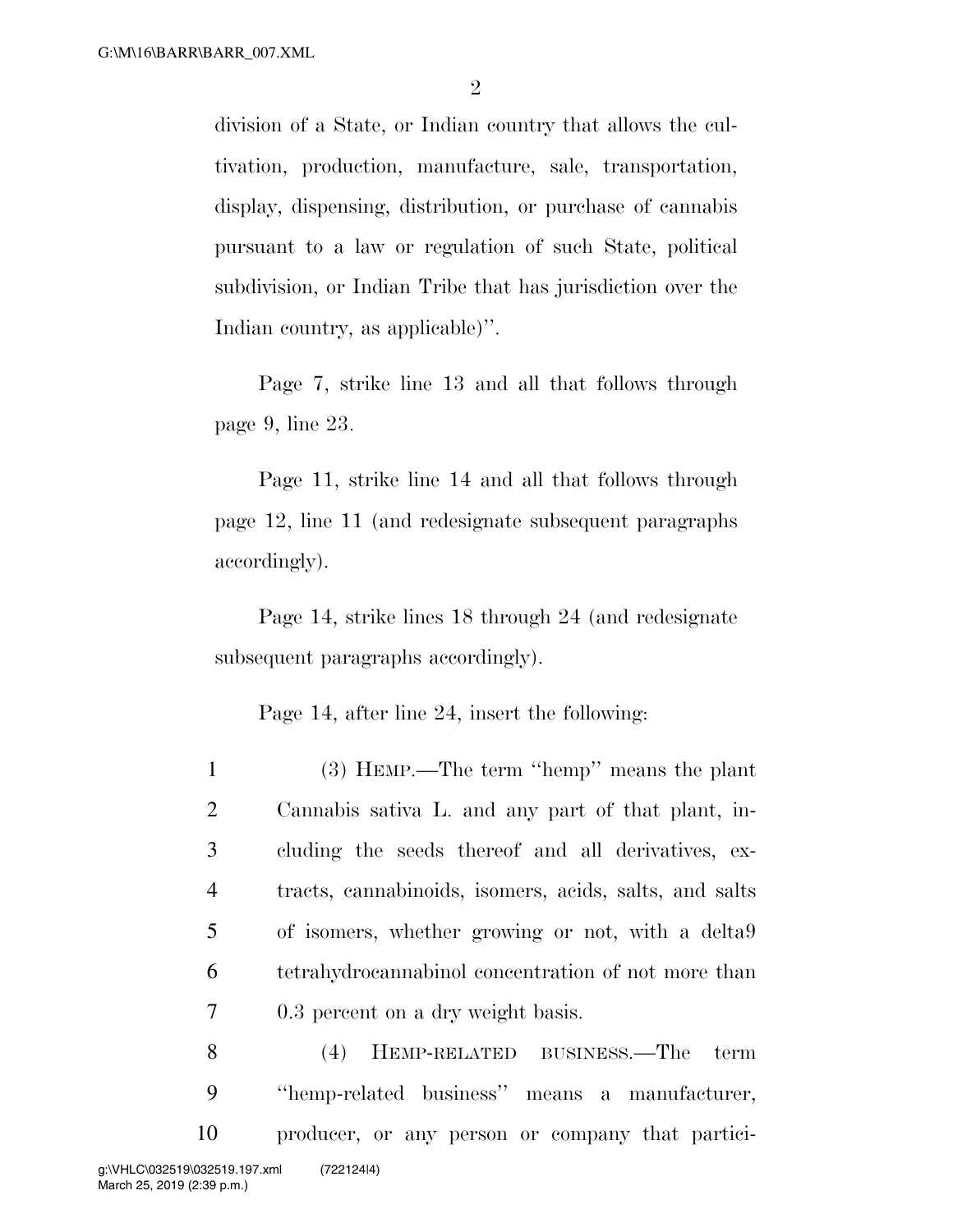division of a State, or Indian country that allows the cultivation, production, manufacture, sale, transportation, display, dispensing, distribution, or purchase of cannabis pursuant to a law or regulation of such State, political subdivision, or Indian Tribe that has jurisdiction over the Indian country, as applicable)''.

Page 7, strike line 13 and all that follows through page 9, line 23.

Page 11, strike line 14 and all that follows through page 12, line 11 (and redesignate subsequent paragraphs accordingly).

Page 14, strike lines 18 through 24 (and redesignate subsequent paragraphs accordingly).

Page 14, after line 24, insert the following:

1 (3) HEMP.—The term ''hemp'' means the plant
2 Cannabis sativa L. and any part of that plant, in-
3 cluding the seeds thereof and all derivatives, ex-
4 tracts, cannabinoids, isomers, acids, salts, and salts
5 of isomers, whether growing or not, with a delta9
6 tetrahydrocannabinol concentration of not more than
7 0.3 percent on a dry weight basis.
8 (4) HEMP-RELATED BUSINESS.—The term
9 ''hemp-related business'' means a manufacturer,
10 producer, or any person or company that partici-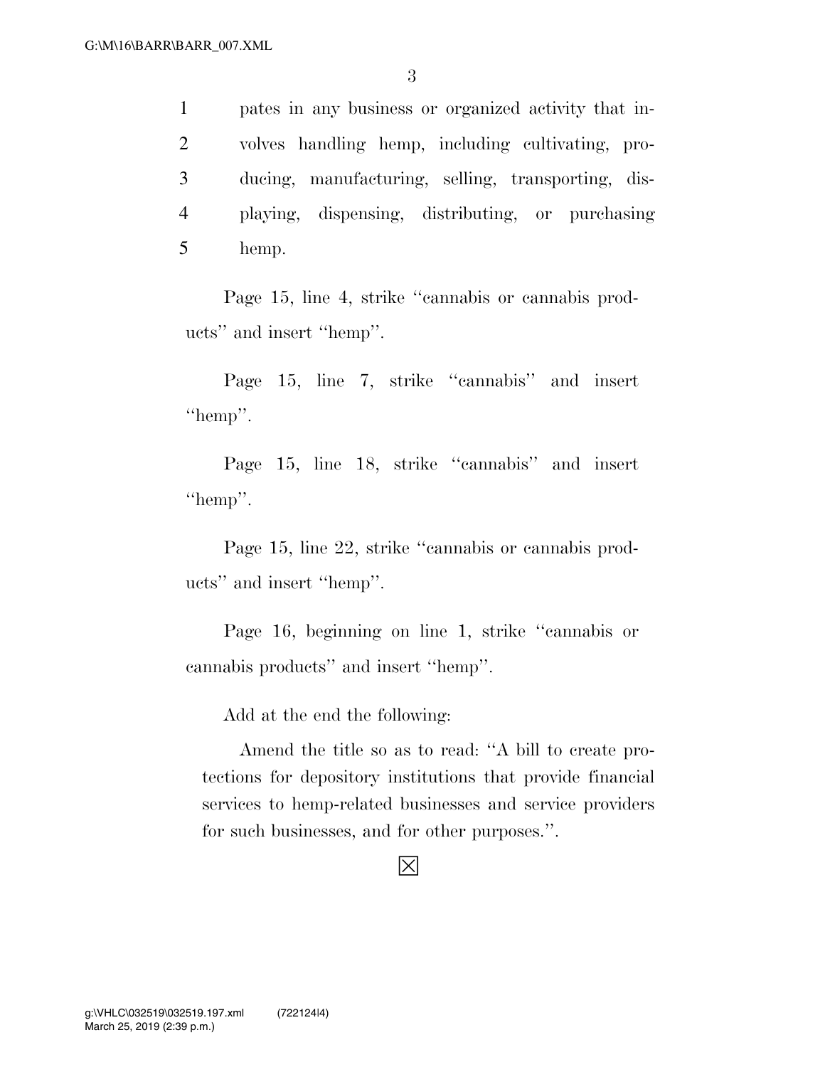pates in any business or organized activity that involves handling hemp, including cultivating, producing, manufacturing, selling, transporting, displaying, dispensing, distributing, or purchasing hemp.

Page 15, line 4, strike ''cannabis or cannabis products'' and insert ''hemp''.

Page 15, line 7, strike ''cannabis'' and insert ''hemp''.

Page 15, line 18, strike ''cannabis'' and insert ''hemp''.

Page 15, line 22, strike ''cannabis or cannabis products'' and insert ''hemp''.

Page 16, beginning on line 1, strike ''cannabis or cannabis products'' and insert ''hemp''.

Add at the end the following:

Amend the title so as to read: ''A bill to create protections for depository institutions that provide financial services to hemp-related businesses and service providers for such businesses, and for other purposes.''.